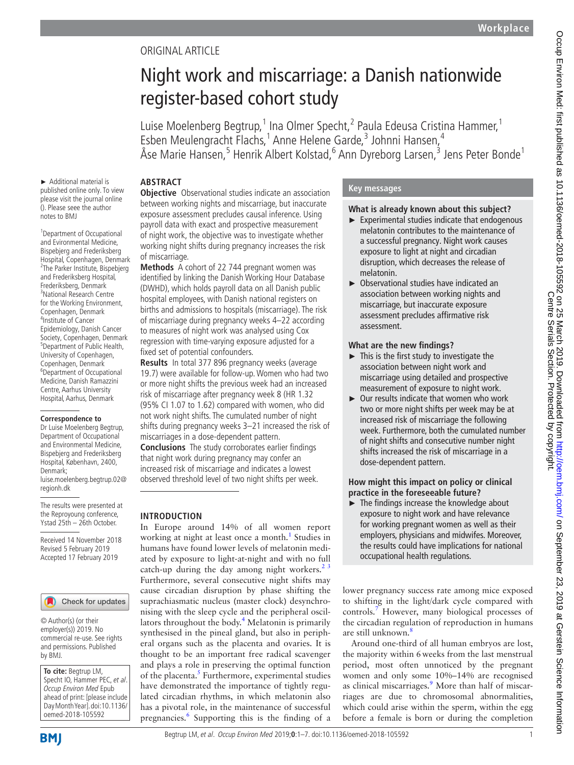ORIGINAL ARTICLE

# Night work and miscarriage: a Danish nationwide register-based cohort study

Luise Moelenberg Begtrup,[1] Ina Olmer Specht,[2] Paula Edeusa Cristina Hammer,[1] Esben Meulengracht Flachs,[1] Anne Helene Garde,[3] Johnni Hansen,[4] Åse Marie Hansen,[5] Henrik Albert Kolstad,[6] Ann Dyreborg Larsen,[3] Jens Peter Bonde[1]

► Additional material is published online only. To view please visit the journal online (). Please seee the author notes to BMJ

[1]Department of Occupational and Evironmental Medicine, Bispebjerg and Frederiksberg Hospital, Copenhagen, Denmark
[2]The Parker Institute, Bispebjerg and Frederiksberg Hospital, Frederiksberg, Denmark
[3]National Research Centre for the Working Environment, Copenhagen, Denmark
[4]Institute of Cancer Epidemiology, Danish Cancer Society, Copenhagen, Denmark
[5]Department of Public Health, University of Copenhagen, Copenhagen, Denmark
[6]Department of Occupational Medicine, Danish Ramazzini Centre, Aarhus University Hospital, Aarhus, Denmark

**Correspondence to**
Dr Luise Moelenberg Begtrup, Department of Occupational and Environmental Medicine, Bispebjerg and Frederiksberg Hospital, København, 2400, Denmark; luise.moelenberg.begtrup.02@regionh.dk

The results were presented at the Reproyoung conference, Ystad 25th – 26th October.

Received 14 November 2018
Revised 5 February 2019
Accepted 17 February 2019

© Author(s) (or their employer(s)) 2019. No commercial re-use. See rights and permissions. Published by BMJ.

**To cite:** Begtrup LM, Specht IO, Hammer PEC, *et al*. *Occup Environ Med* Epub ahead of print: [please include Day Month Year]. doi:10.1136/oemed-2018-105592

## ABSTRACT

**Objective** Observational studies indicate an association between working nights and miscarriage, but inaccurate exposure assessment precludes causal inference. Using payroll data with exact and prospective measurement of night work, the objective was to investigate whether working night shifts during pregnancy increases the risk of miscarriage.

**Methods** A cohort of 22 744 pregnant women was identified by linking the Danish Working Hour Database (DWHD), which holds payroll data on all Danish public hospital employees, with Danish national registers on births and admissions to hospitals (miscarriage). The risk of miscarriage during pregnancy weeks 4–22 according to measures of night work was analysed using Cox regression with time-varying exposure adjusted for a fixed set of potential confounders.

**Results** In total 377 896 pregnancy weeks (average 19.7) were available for follow-up. Women who had two or more night shifts the previous week had an increased risk of miscarriage after pregnancy week 8 (HR 1.32 (95% CI 1.07 to 1.62) compared with women, who did not work night shifts. The cumulated number of night shifts during pregnancy weeks 3–21 increased the risk of miscarriages in a dose-dependent pattern.

**Conclusions** The study corroborates earlier findings that night work during pregnancy may confer an increased risk of miscarriage and indicates a lowest observed threshold level of two night shifts per week.

## Key messages

### What is already known about this subject?

- ► Experimental studies indicate that endogenous melatonin contributes to the maintenance of a successful pregnancy. Night work causes exposure to light at night and circadian disruption, which decreases the release of melatonin.
- ► Observational studies have indicated an association between working nights and miscarriage, but inaccurate exposure assessment precludes affirmative risk assessment.

### What are the new findings?

- ► This is the first study to investigate the association between night work and miscarriage using detailed and prospective measurement of exposure to night work.
- ► Our results indicate that women who work two or more night shifts per week may be at increased risk of miscarriage the following week. Furthermore, both the cumulated number of night shifts and consecutive number night shifts increased the risk of miscarriage in a dose-dependent pattern.

### How might this impact on policy or clinical practice in the foreseeable future?

- ► The findings increase the knowledge about exposure to night work and have relevance for working pregnant women as well as their employers, physicians and midwifes. Moreover, the results could have implications for national occupational health regulations.

## INTRODUCTION

In Europe around 14% of all women report working at night at least once a month.[1] Studies in humans have found lower levels of melatonin mediated by exposure to light-at-night and with no full catch-up during the day among night workers.[2 3] Furthermore, several consecutive night shifts may cause circadian disruption by phase shifting the suprachiasmatic nucleus (master clock) desynchronising with the sleep cycle and the peripheral oscillators throughout the body.[4] Melatonin is primarily synthesised in the pineal gland, but also in peripheral organs such as the placenta and ovaries. It is thought to be an important free radical scavenger and plays a role in preserving the optimal function of the placenta.[5] Furthermore, experimental studies have demonstrated the importance of tightly regulated circadian rhythms, in which melatonin also has a pivotal role, in the maintenance of successful pregnancies.[6] Supporting this is the finding of a lower pregnancy success rate among mice exposed to shifting in the light/dark cycle compared with controls.[7] However, many biological processes of the circadian regulation of reproduction in humans are still unknown.[8]

Around one-third of all human embryos are lost, the majority within 6 weeks from the last menstrual period, most often unnoticed by the pregnant women and only some 10%–14% are recognised as clinical miscarriages.[9] More than half of miscarriages are due to chromosomal abnormalities, which could arise within the sperm, within the egg before a female is born or during the completion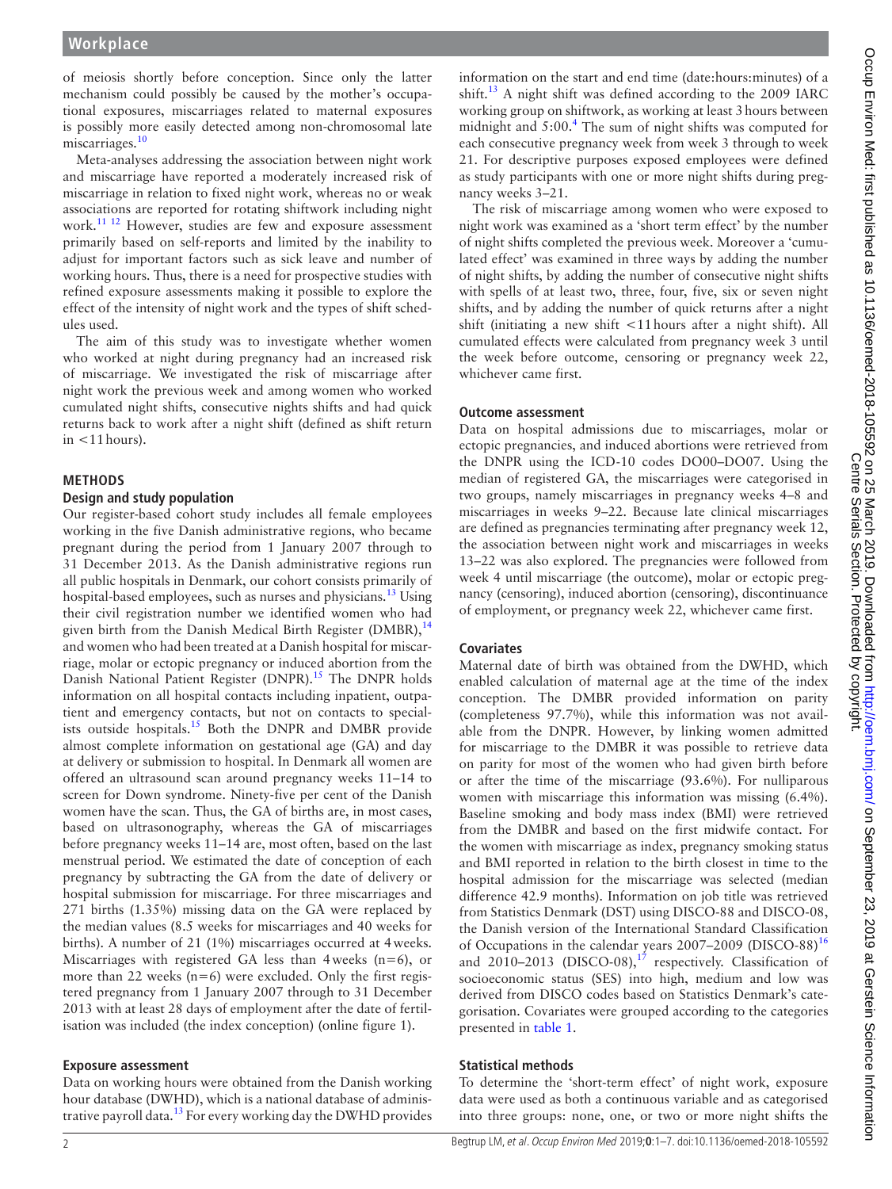of meiosis shortly before conception. Since only the latter mechanism could possibly be caused by the mother's occupational exposures, miscarriages related to maternal exposures is possibly more easily detected among non-chromosomal late miscarriages.[10]

Meta-analyses addressing the association between night work and miscarriage have reported a moderately increased risk of miscarriage in relation to fixed night work, whereas no or weak associations are reported for rotating shiftwork including night work.[11 12] However, studies are few and exposure assessment primarily based on self-reports and limited by the inability to adjust for important factors such as sick leave and number of working hours. Thus, there is a need for prospective studies with refined exposure assessments making it possible to explore the effect of the intensity of night work and the types of shift schedules used.

The aim of this study was to investigate whether women who worked at night during pregnancy had an increased risk of miscarriage. We investigated the risk of miscarriage after night work the previous week and among women who worked cumulated night shifts, consecutive nights shifts and had quick returns back to work after a night shift (defined as shift return in <11 hours).

## METHODS

### Design and study population

Our register-based cohort study includes all female employees working in the five Danish administrative regions, who became pregnant during the period from 1 January 2007 through to 31 December 2013. As the Danish administrative regions run all public hospitals in Denmark, our cohort consists primarily of hospital-based employees, such as nurses and physicians.[13] Using their civil registration number we identified women who had given birth from the Danish Medical Birth Register (DMBR),[14] and women who had been treated at a Danish hospital for miscarriage, molar or ectopic pregnancy or induced abortion from the Danish National Patient Register (DNPR).[15] The DNPR holds information on all hospital contacts including inpatient, outpatient and emergency contacts, but not on contacts to specialists outside hospitals.[15] Both the DNPR and DMBR provide almost complete information on gestational age (GA) and day at delivery or submission to hospital. In Denmark all women are offered an ultrasound scan around pregnancy weeks 11–14 to screen for Down syndrome. Ninety-five per cent of the Danish women have the scan. Thus, the GA of births are, in most cases, based on ultrasonography, whereas the GA of miscarriages before pregnancy weeks 11–14 are, most often, based on the last menstrual period. We estimated the date of conception of each pregnancy by subtracting the GA from the date of delivery or hospital submission for miscarriage. For three miscarriages and 271 births (1.35%) missing data on the GA were replaced by the median values (8.5 weeks for miscarriages and 40 weeks for births). A number of 21 (1%) miscarriages occurred at 4 weeks. Miscarriages with registered GA less than 4 weeks (n=6), or more than 22 weeks (n=6) were excluded. Only the first registered pregnancy from 1 January 2007 through to 31 December 2013 with at least 28 days of employment after the date of fertilisation was included (the index conception) (online figure 1).

### Exposure assessment

Data on working hours were obtained from the Danish working hour database (DWHD), which is a national database of administrative payroll data.[13] For every working day the DWHD provides information on the start and end time (date:hours:minutes) of a shift.[13] A night shift was defined according to the 2009 IARC working group on shiftwork, as working at least 3 hours between midnight and 5:00.[4] The sum of night shifts was computed for each consecutive pregnancy week from week 3 through to week 21. For descriptive purposes exposed employees were defined as study participants with one or more night shifts during pregnancy weeks 3–21.

The risk of miscarriage among women who were exposed to night work was examined as a 'short term effect' by the number of night shifts completed the previous week. Moreover a 'cumulated effect' was examined in three ways by adding the number of night shifts, by adding the number of consecutive night shifts with spells of at least two, three, four, five, six or seven night shifts, and by adding the number of quick returns after a night shift (initiating a new shift <11 hours after a night shift). All cumulated effects were calculated from pregnancy week 3 until the week before outcome, censoring or pregnancy week 22, whichever came first.

### Outcome assessment

Data on hospital admissions due to miscarriages, molar or ectopic pregnancies, and induced abortions were retrieved from the DNPR using the ICD-10 codes DO00–DO07. Using the median of registered GA, the miscarriages were categorised in two groups, namely miscarriages in pregnancy weeks 4–8 and miscarriages in weeks 9–22. Because late clinical miscarriages are defined as pregnancies terminating after pregnancy week 12, the association between night work and miscarriages in weeks 13–22 was also explored. The pregnancies were followed from week 4 until miscarriage (the outcome), molar or ectopic pregnancy (censoring), induced abortion (censoring), discontinuance of employment, or pregnancy week 22, whichever came first.

### Covariates

Maternal date of birth was obtained from the DWHD, which enabled calculation of maternal age at the time of the index conception. The DMBR provided information on parity (completeness 97.7%), while this information was not available from the DNPR. However, by linking women admitted for miscarriage to the DMBR it was possible to retrieve data on parity for most of the women who had given birth before or after the time of the miscarriage (93.6%). For nulliparous women with miscarriage this information was missing (6.4%). Baseline smoking and body mass index (BMI) were retrieved from the DMBR and based on the first midwife contact. For the women with miscarriage as index, pregnancy smoking status and BMI reported in relation to the birth closest in time to the hospital admission for the miscarriage was selected (median difference 42.9 months). Information on job title was retrieved from Statistics Denmark (DST) using DISCO-88 and DISCO-08, the Danish version of the International Standard Classification of Occupations in the calendar years 2007–2009 (DISCO-88)[16] and 2010–2013 (DISCO-08),[17] respectively. Classification of socioeconomic status (SES) into high, medium and low was derived from DISCO codes based on Statistics Denmark's categorisation. Covariates were grouped according to the categories presented in table 1.

### Statistical methods

To determine the 'short-term effect' of night work, exposure data were used as both a continuous variable and as categorised into three groups: none, one, or two or more night shifts the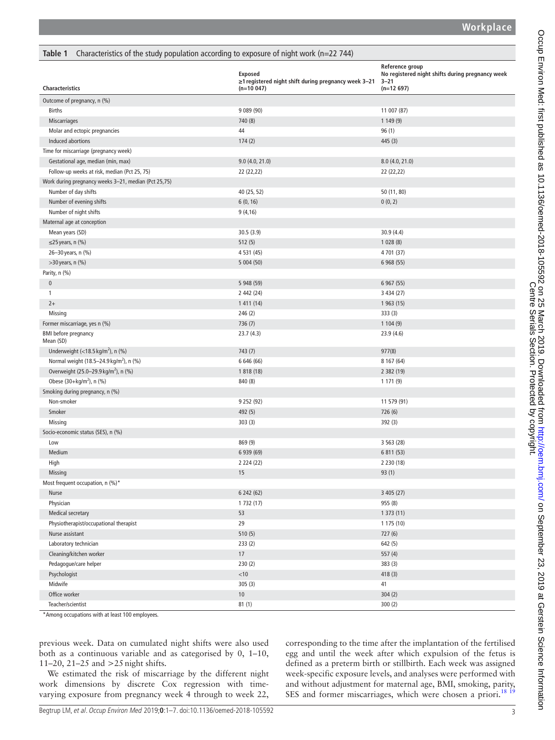**Table 1** Characteristics of the study population according to exposure of night work (n=22 744)

| Characteristics | Exposed ≥1 registered night shift during pregnancy week 3–21 (n=10 047) | Reference group No registered night shifts during pregnancy week 3–21 (n=12 697) |
|---|---|---|
| Outcome of pregnancy, n (%) | | |
| Births | 9 089 (90) | 11 007 (87) |
| Miscarriages | 740 (8) | 1 149 (9) |
| Molar and ectopic pregnancies | 44 | 96 (1) |
| Induced abortions | 174 (2) | 445 (3) |
| Time for miscarriage (pregnancy week) | | |
| Gestational age, median (min, max) | 9.0 (4.0, 21.0) | 8.0 (4.0, 21.0) |
| Follow-up weeks at risk, median (Pct 25, 75) | 22 (22,22) | 22 (22,22) |
| Work during pregnancy weeks 3–21, median (Pct 25,75) | | |
| Number of day shifts | 40 (25, 52) | 50 (11, 80) |
| Number of evening shifts | 6 (0, 16) | 0 (0, 2) |
| Number of night shifts | 9 (4,16) | |
| Maternal age at conception | | |
| Mean years (SD) | 30.5 (3.9) | 30.9 (4.4) |
| ≤25 years, n (%) | 512 (5) | 1 028 (8) |
| 26–30 years, n (%) | 4 531 (45) | 4 701 (37) |
| >30 years, n (%) | 5 004 (50) | 6 968 (55) |
| Parity, n (%) | | |
| 0 | 5 948 (59) | 6 967 (55) |
| 1 | 2 442 (24) | 3 434 (27) |
| 2+ | 1 411 (14) | 1 963 (15) |
| Missing | 246 (2) | 333 (3) |
| Former miscarriage, yes n (%) | 736 (7) | 1 104 (9) |
| BMI before pregnancy Mean (SD) | 23.7 (4.3) | 23.9 (4.6) |
| Underweight (<18.5 kg/m$^2$), n (%) | 743 (7) | 977(8) |
| Normal weight (18.5–24.9 kg/m$^2$), n (%) | 6 646 (66) | 8 167 (64) |
| Overweight (25.0–29.9 kg/m$^2$), n (%) | 1 818 (18) | 2 382 (19) |
| Obese (30+kg/m$^2$), n (%) | 840 (8) | 1 171 (9) |
| Smoking during pregnancy, n (%) | | |
| Non-smoker | 9 252 (92) | 11 579 (91) |
| Smoker | 492 (5) | 726 (6) |
| Missing | 303 (3) | 392 (3) |
| Socio-economic status (SES), n (%) | | |
| Low | 869 (9) | 3 563 (28) |
| Medium | 6 939 (69) | 6 811 (53) |
| High | 2 224 (22) | 2 230 (18) |
| Missing | 15 | 93 (1) |
| Most frequent occupation, n (%)* | | |
| Nurse | 6 242 (62) | 3 405 (27) |
| Physician | 1 732 (17) | 955 (8) |
| Medical secretary | 53 | 1 373 (11) |
| Physiotherapist/occupational therapist | 29 | 1 175 (10) |
| Nurse assistant | 510 (5) | 727 (6) |
| Laboratory technician | 233 (2) | 642 (5) |
| Cleaning/kitchen worker | 17 | 557 (4) |
| Pedagogue/care helper | 230 (2) | 383 (3) |
| Psychologist | <10 | 418 (3) |
| Midwife | 305 (3) | 41 |
| Office worker | 10 | 304 (2) |
| Teacher/scientist | 81 (1) | 300 (2) |

*Among occupations with at least 100 employees.

previous week. Data on cumulated night shifts were also used both as a continuous variable and as categorised by 0, 1–10, 11–20, 21–25 and >25 night shifts.

We estimated the risk of miscarriage by the different night work dimensions by discrete Cox regression with time-varying exposure from pregnancy week 4 through to week 22, corresponding to the time after the implantation of the fertilised egg and until the week after which expulsion of the fetus is defined as a preterm birth or stillbirth. Each week was assigned week-specific exposure levels, and analyses were performed with and without adjustment for maternal age, BMI, smoking, parity, SES and former miscarriages, which were chosen a priori.[18,19]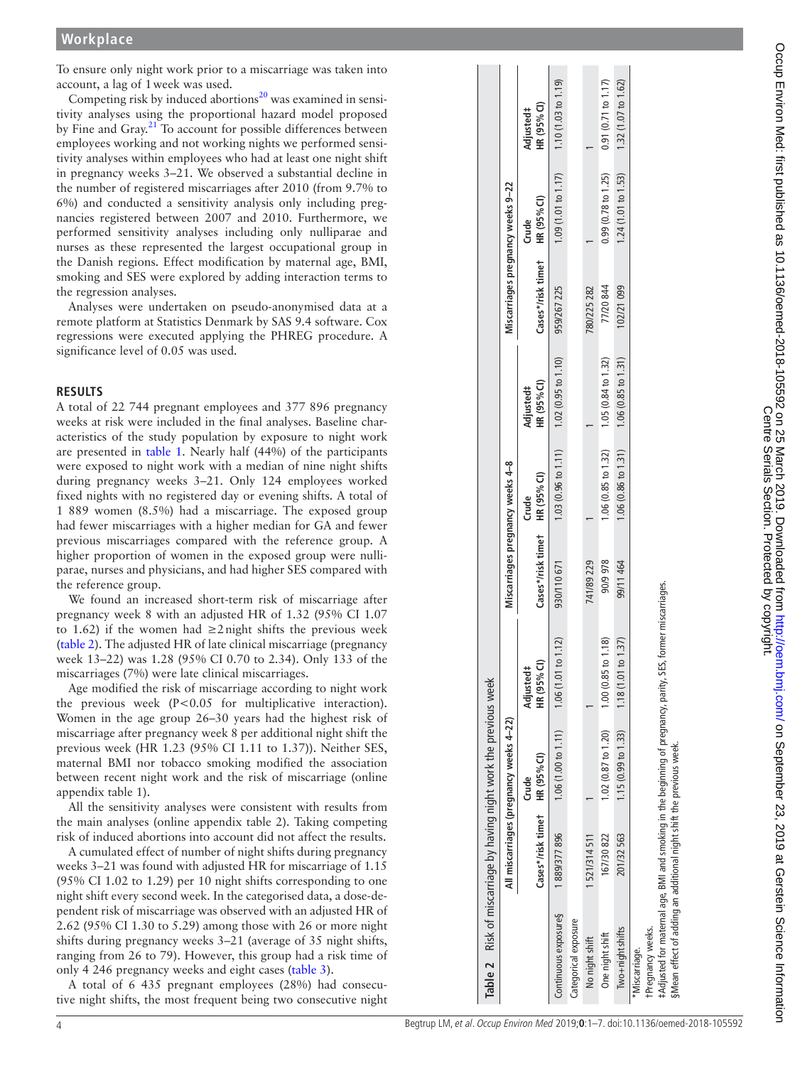To ensure only night work prior to a miscarriage was taken into account, a lag of 1 week was used.

Competing risk by induced abortions[20] was examined in sensitivity analyses using the proportional hazard model proposed by Fine and Gray.[21] To account for possible differences between employees working and not working nights we performed sensitivity analyses within employees who had at least one night shift in pregnancy weeks 3–21. We observed a substantial decline in the number of registered miscarriages after 2010 (from 9.7% to 6%) and conducted a sensitivity analysis only including pregnancies registered between 2007 and 2010. Furthermore, we performed sensitivity analyses including only nulliparae and nurses as these represented the largest occupational group in the Danish regions. Effect modification by maternal age, BMI, smoking and SES were explored by adding interaction terms to the regression analyses.

Analyses were undertaken on pseudo-anonymised data at a remote platform at Statistics Denmark by SAS 9.4 software. Cox regressions were executed applying the PHREG procedure. A significance level of 0.05 was used.

## RESULTS

A total of 22 744 pregnant employees and 377 896 pregnancy weeks at risk were included in the final analyses. Baseline characteristics of the study population by exposure to night work are presented in table 1. Nearly half (44%) of the participants were exposed to night work with a median of nine night shifts during pregnancy weeks 3–21. Only 124 employees worked fixed nights with no registered day or evening shifts. A total of 1 889 women (8.5%) had a miscarriage. The exposed group had fewer miscarriages with a higher median for GA and fewer previous miscarriages compared with the reference group. A higher proportion of women in the exposed group were nulliparae, nurses and physicians, and had higher SES compared with the reference group.

We found an increased short-term risk of miscarriage after pregnancy week 8 with an adjusted HR of 1.32 (95% CI 1.07 to 1.62) if the women had ≥2 night shifts the previous week (table 2). The adjusted HR of late clinical miscarriage (pregnancy week 13–22) was 1.28 (95% CI 0.70 to 2.34). Only 133 of the miscarriages (7%) were late clinical miscarriages.

Age modified the risk of miscarriage according to night work the previous week ($P<0.05$ for multiplicative interaction). Women in the age group 26–30 years had the highest risk of miscarriage after pregnancy week 8 per additional night shift the previous week (HR 1.23 (95% CI 1.11 to 1.37)). Neither SES, maternal BMI nor tobacco smoking modified the association between recent night work and the risk of miscarriage (online appendix table 1).

All the sensitivity analyses were consistent with results from the main analyses (online appendix table 2). Taking competing risk of induced abortions into account did not affect the results.

A cumulated effect of number of night shifts during pregnancy weeks 3–21 was found with adjusted HR for miscarriage of 1.15 (95% CI 1.02 to 1.29) per 10 night shifts corresponding to one night shift every second week. In the categorised data, a dose-dependent risk of miscarriage was observed with an adjusted HR of 2.62 (95% CI 1.30 to 5.29) among those with 26 or more night shifts during pregnancy weeks 3–21 (average of 35 night shifts, ranging from 26 to 79). However, this group had a risk time of only 4 246 pregnancy weeks and eight cases (table 3).

A total of 6 435 pregnant employees (28%) had consecutive night shifts, the most frequent being two consecutive night

**Table 2** Risk of miscarriage by having night work the previous week

| | All miscarriages (pregnancy weeks 4–22) | | | Miscarriages pregnancy weeks 4–8 | | | Miscarriages pregnancy weeks 9–22 | | |
|---|---|---|---|---|---|---|---|---|---|
| | Cases*/risk time† | Crude HR (95% CI) | Adjusted‡ HR (95% CI) | Cases*/risk time† | Crude HR (95% CI) | Adjusted‡ HR (95% CI) | Cases*/risk time† | Crude HR (95% CI) | Adjusted‡ HR (95% CI) |
| Continuous exposure§ | 1 889/377 896 | 1.06 (1.00 to 1.11) | 1.06 (1.01 to 1.12) | 930/110 671 | 1.03 (0.96 to 1.11) | 1.02 (0.95 to 1.10) | 959/267 225 | 1.09 (1.01 to 1.17) | 1.10 (1.03 to 1.19) |
| Categorical exposure | | | | | | | | | |
| No night shift | 1 521/314 511 | 1 | 1 | 741/89 229 | 1 | 1 | 780/225 282 | 1 | 1 |
| One night shift | 167/30 822 | 1.02 (0.87 to 1.20) | 1.00 (0.85 to 1.18) | 90/9 978 | 1.06 (0.85 to 1.32) | 1.05 (0.84 to 1.32) | 77/20 844 | 0.99 (0.78 to 1.25) | 0.91 (0.71 to 1.17) |
| Two+night shifts | 201/32 563 | 1.15 (0.99 to 1.33) | 1.18 (1.01 to 1.37) | 99/11 464 | 1.06 (0.86 to 1.31) | 1.06 (0.85 to 1.31) | 102/21 099 | 1.24 (1.01 to 1.53) | 1.32 (1.07 to 1.62) |

*Miscarriage.
†Pregnancy weeks.
‡Adjusted for maternal age, BMI and smoking in the beginning of pregnancy, parity, SES, former miscarriages.
§Mean effect of adding an additional night shift the previous week.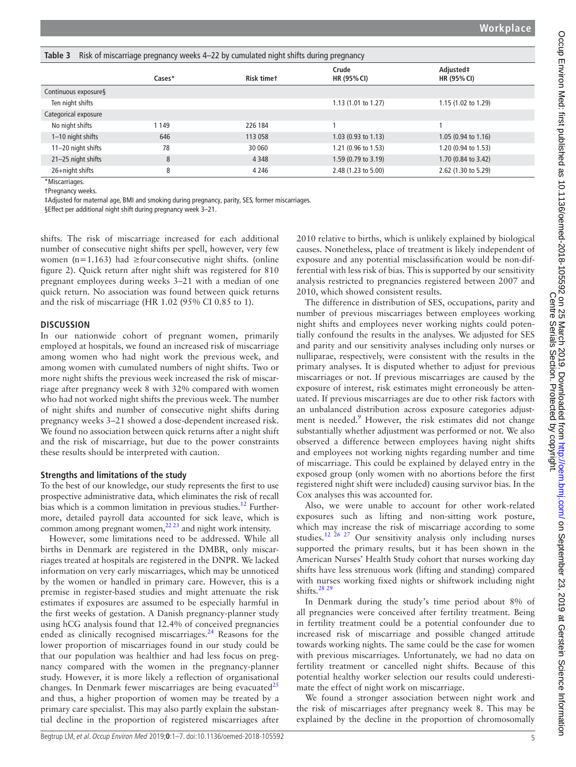**Table 3** Risk of miscarriage pregnancy weeks 4–22 by cumulated night shifts during pregnancy

| | Cases* | Risk time† | Crude HR (95% CI) | Adjusted‡ HR (95% CI) |
|---|---|---|---|---|
| Continuous exposure§ | | | | |
| Ten night shifts | | | 1.13 (1.01 to 1.27) | 1.15 (1.02 to 1.29) |
| Categorical exposure | | | | |
| No night shifts | 1 149 | 226 184 | 1 | 1 |
| 1–10 night shifts | 646 | 113 058 | 1.03 (0.93 to 1.13) | 1.05 (0.94 to 1.16) |
| 11–20 night shifts | 78 | 30 060 | 1.21 (0.96 to 1.53) | 1.20 (0.94 to 1.53) |
| 21–25 night shifts | 8 | 4 348 | 1.59 (0.79 to 3.19) | 1.70 (0.84 to 3.42) |
| 26+night shifts | 8 | 4 246 | 2.48 (1.23 to 5.00) | 2.62 (1.30 to 5.29) |

*Miscarriages.
†Pregnancy weeks.
‡Adjusted for maternal age, BMI and smoking during pregnancy, parity, SES, former miscarriages.
§Effect per additional night shift during pregnancy week 3–21.

shifts. The risk of miscarriage increased for each additional number of consecutive night shifts per spell, however, very few women (n=1.163) had ≥four consecutive night shifts. (online figure 2). Quick return after night shift was registered for 810 pregnant employees during weeks 3–21 with a median of one quick return. No association was found between quick returns and the risk of miscarriage (HR 1.02 (95% CI 0.85 to 1).

## DISCUSSION

In our nationwide cohort of pregnant women, primarily employed at hospitals, we found an increased risk of miscarriage among women who had night work the previous week, and among women with cumulated numbers of night shifts. Two or more night shifts the previous week increased the risk of miscarriage after pregnancy week 8 with 32% compared with women who had not worked night shifts the previous week. The number of night shifts and number of consecutive night shifts during pregnancy weeks 3–21 showed a dose-dependent increased risk. We found no association between quick returns after a night shift and the risk of miscarriage, but due to the power constraints these results should be interpreted with caution.

### Strengths and limitations of the study

To the best of our knowledge, our study represents the first to use prospective administrative data, which eliminates the risk of recall bias which is a common limitation in previous studies.[12] Furthermore, detailed payroll data accounted for sick leave, which is common among pregnant women,[22 23] and night work intensity.

However, some limitations need to be addressed. While all births in Denmark are registered in the DMBR, only miscarriages treated at hospitals are registered in the DNPR. We lacked information on very early miscarriages, which may be unnoticed by the women or handled in primary care. However, this is a premise in register-based studies and might attenuate the risk estimates if exposures are assumed to be especially harmful in the first weeks of gestation. A Danish pregnancy-planner study using hCG analysis found that 12.4% of conceived pregnancies ended as clinically recognised miscarriages.[24] Reasons for the lower proportion of miscarriages found in our study could be that our population was healthier and had less focus on pregnancy compared with the women in the pregnancy-planner study. However, it is more likely a reflection of organisational changes. In Denmark fewer miscarriages are being evacuated[25] and thus, a higher proportion of women may be treated by a primary care specialist. This may also partly explain the substantial decline in the proportion of registered miscarriages after 2010 relative to births, which is unlikely explained by biological causes. Nonetheless, place of treatment is likely independent of exposure and any potential misclassification would be non-differential with less risk of bias. This is supported by our sensitivity analysis restricted to pregnancies registered between 2007 and 2010, which showed consistent results.

The difference in distribution of SES, occupations, parity and number of previous miscarriages between employees working night shifts and employees never working nights could potentially confound the results in the analyses. We adjusted for SES and parity and our sensitivity analyses including only nurses or nulliparae, respectively, were consistent with the results in the primary analyses. It is disputed whether to adjust for previous miscarriages or not. If previous miscarriages are caused by the exposure of interest, risk estimates might erroneously be attenuated. If previous miscarriages are due to other risk factors with an unbalanced distribution across exposure categories adjustment is needed.[9] However, the risk estimates did not change substantially whether adjustment was performed or not. We also observed a difference between employees having night shifts and employees not working nights regarding number and time of miscarriage. This could be explained by delayed entry in the exposed group (only women with no abortions before the first registered night shift were included) causing survivor bias. In the Cox analyses this was accounted for.

Also, we were unable to account for other work-related exposures such as lifting and non-sitting work posture, which may increase the risk of miscarriage according to some studies.[12 26 27] Our sensitivity analysis only including nurses supported the primary results, but it has been shown in the American Nurses' Health Study cohort that nurses working day shifts have less strenuous work (lifting and standing) compared with nurses working fixed nights or shiftwork including night shifts.[28 29]

In Denmark during the study's time period about 8% of all pregnancies were conceived after fertility treatment. Being in fertility treatment could be a potential confounder due to increased risk of miscarriage and possible changed attitude towards working nights. The same could be the case for women with previous miscarriages. Unfortunately, we had no data on fertility treatment or cancelled night shifts. Because of this potential healthy worker selection our results could underestimate the effect of night work on miscarriage.

We found a stronger association between night work and the risk of miscarriages after pregnancy week 8. This may be explained by the decline in the proportion of chromosomally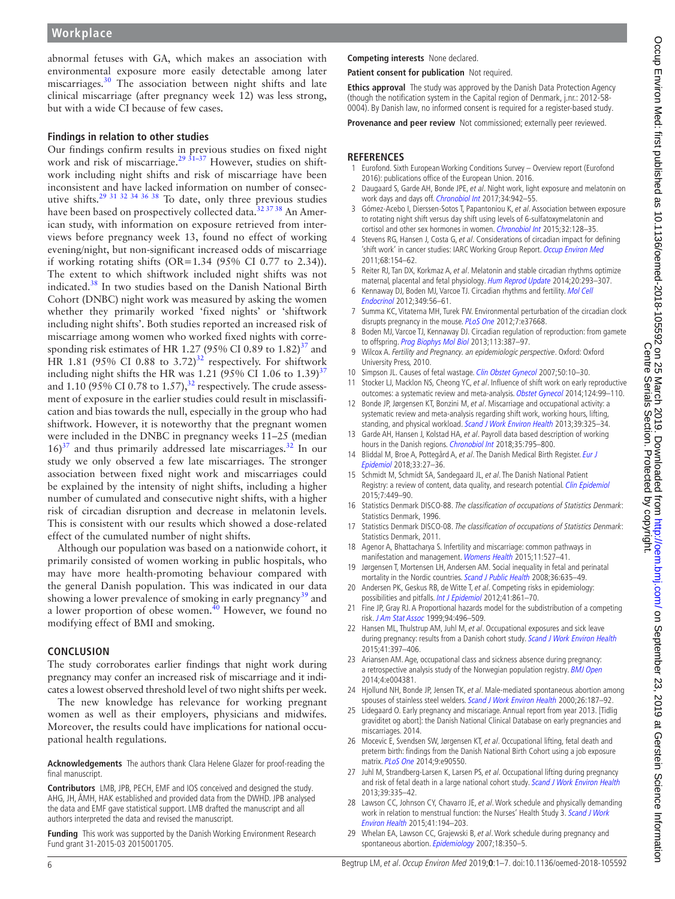abnormal fetuses with GA, which makes an association with environmental exposure more easily detectable among later miscarriages.[30] The association between night shifts and late clinical miscarriage (after pregnancy week 12) was less strong, but with a wide CI because of few cases.

### Findings in relation to other studies

Our findings confirm results in previous studies on fixed night work and risk of miscarriage.[29 31–37] However, studies on shiftwork including night shifts and risk of miscarriage have been inconsistent and have lacked information on number of consecutive shifts.[29 31 32 34 36 38] To date, only three previous studies have been based on prospectively collected data.[32 37 38] An American study, with information on exposure retrieved from interviews before pregnancy week 13, found no effect of working evening/night, but non-significant increased odds of miscarriage if working rotating shifts (OR=1.34 (95% CI 0.77 to 2.34)). The extent to which shiftwork included night shifts was not indicated.[38] In two studies based on the Danish National Birth Cohort (DNBC) night work was measured by asking the women whether they primarily worked 'fixed nights' or 'shiftwork including night shifts'. Both studies reported an increased risk of miscarriage among women who worked fixed nights with corresponding risk estimates of HR 1.27 (95% CI 0.89 to 1.82)[37] and HR 1.81 (95% CI 0.88 to 3.72)[32] respectively. For shiftwork including night shifts the HR was 1.21 (95% CI 1.06 to 1.39)[37] and 1.10 (95% CI 0.78 to 1.57),[32] respectively. The crude assessment of exposure in the earlier studies could result in misclassification and bias towards the null, especially in the group who had shiftwork. However, it is noteworthy that the pregnant women were included in the DNBC in pregnancy weeks 11–25 (median 16)[37] and thus primarily addressed late miscarriages.[32] In our study we only observed a few late miscarriages. The stronger association between fixed night work and miscarriages could be explained by the intensity of night shifts, including a higher number of cumulated and consecutive night shifts, with a higher risk of circadian disruption and decrease in melatonin levels. This is consistent with our results which showed a dose-related effect of the cumulated number of night shifts.

Although our population was based on a nationwide cohort, it primarily consisted of women working in public hospitals, who may have more health-promoting behaviour compared with the general Danish population. This was indicated in our data showing a lower prevalence of smoking in early pregnancy[39] and a lower proportion of obese women.[40] However, we found no modifying effect of BMI and smoking.

## CONCLUSION

The study corroborates earlier findings that night work during pregnancy may confer an increased risk of miscarriage and it indicates a lowest observed threshold level of two night shifts per week.

The new knowledge has relevance for working pregnant women as well as their employers, physicians and midwifes. Moreover, the results could have implications for national occupational health regulations.

**Acknowledgements** The authors thank Clara Helene Glazer for proof-reading the final manuscript.

**Contributors** LMB, JPB, PECH, EMF and IOS conceived and designed the study. AHG, JH, ÅMH, HAK established and provided data from the DWHD. JPB analysed the data and EMF gave statistical support. LMB drafted the manuscript and all authors interpreted the data and revised the manuscript.

**Funding** This work was supported by the Danish Working Environment Research Fund grant 31-2015-03 2015001705.

**Competing interests** None declared.

**Patient consent for publication** Not required.

**Ethics approval** The study was approved by the Danish Data Protection Agency (though the notification system in the Capital region of Denmark, j.nr.: 2012-58-0004). By Danish law, no informed consent is required for a register-based study.

**Provenance and peer review** Not commissioned; externally peer reviewed.

## REFERENCES

1. Eurofond. Sixth European Working Conditions Survey – Overview report (Eurofond 2016): publications office of the European Union. 2016.
2. Daugaard S, Garde AH, Bonde JPE, *et al*. Night work, light exposure and melatonin on work days and days off. *Chronobiol Int* 2017;34:942–55.
3. Gómez-Acebo I, Dierssen-Sotos T, Papantoniou K, *et al*. Association between exposure to rotating night shift versus day shift using levels of 6-sulfatoxymelatonin and cortisol and other sex hormones in women. *Chronobiol Int* 2015;32:128–35.
4. Stevens RG, Hansen J, Costa G, *et al*. Considerations of circadian impact for defining 'shift work' in cancer studies: IARC Working Group Report. *Occup Environ Med* 2011;68:154–62.
5. Reiter RJ, Tan DX, Korkmaz A, *et al*. Melatonin and stable circadian rhythms optimize maternal, placental and fetal physiology. *Hum Reprod Update* 2014;20:293–307.
6. Kennaway DJ, Boden MJ, Varcoe TJ. Circadian rhythms and fertility. *Mol Cell Endocrinol* 2012;349:56–61.
7. Summa KC, Vitaterna MH, Turek FW. Environmental perturbation of the circadian clock disrupts pregnancy in the mouse. *PLoS One* 2012;7:e37668.
8. Boden MJ, Varcoe TJ, Kennaway DJ. Circadian regulation of reproduction: from gamete to offspring. *Prog Biophys Mol Biol* 2013;113:387–97.
9. Wilcox A. *Fertility and Pregnancy. an epidemiologic perspective*. Oxford: Oxford University Press, 2010.
10. Simpson JL. Causes of fetal wastage. *Clin Obstet Gynecol* 2007;50:10–30.
11. Stocker LJ, Macklon NS, Cheong YC, *et al*. Influence of shift work on early reproductive outcomes: a systematic review and meta-analysis. *Obstet Gynecol* 2014;124:99–110.
12. Bonde JP, Jørgensen KT, Bonzini M, *et al*. Miscarriage and occupational activity: a systematic review and meta-analysis regarding shift work, working hours, lifting, standing, and physical workload. *Scand J Work Environ Health* 2013;39:325–34.
13. Garde AH, Hansen J, Kolstad HA, *et al*. Payroll data based description of working hours in the Danish regions. *Chronobiol Int* 2018;35:795–800.
14. Bliddal M, Broe A, Pottegård A, *et al*. The Danish Medical Birth Register. *Eur J Epidemiol* 2018;33:27–36.
15. Schmidt M, Schmidt SA, Sandegaard JL, *et al*. The Danish National Patient Registry: a review of content, data quality, and research potential. *Clin Epidemiol* 2015;7:449–90.
16. Statistics Denmark DISCO-88. *The classification of occupations of Statistics Denmark*: Statistics Denmark, 1996.
17. Statistics Denmark DISCO-08. *The classification of occupations of Statistics Denmark*: Statistics Denmark, 2011.
18. Agenor A, Bhattacharya S. Infertility and miscarriage: common pathways in manifestation and management. *Womens Health* 2015;11:527–41.
19. Jørgensen T, Mortensen LH, Andersen AM. Social inequality in fetal and perinatal mortality in the Nordic countries. *Scand J Public Health* 2008;36:635–49.
20. Andersen PK, Geskus RB, de Witte T, *et al*. Competing risks in epidemiology: possibilities and pitfalls. *Int J Epidemiol* 2012;41:861–70.
21. Fine JP, Gray RJ. A Proportional hazards model for the subdistribution of a competing risk. *J Am Stat Assoc* 1999;94:496–509.
22. Hansen ML, Thulstrup AM, Juhl M, *et al*. Occupational exposures and sick leave during pregnancy: results from a Danish cohort study. *Scand J Work Environ Health* 2015;41:397–406.
23. Ariansen AM. Age, occupational class and sickness absence during pregnancy: a retrospective analysis study of the Norwegian population registry. *BMJ Open* 2014;4:e004381.
24. Hjollund NH, Bonde JP, Jensen TK, *et al*. Male-mediated spontaneous abortion among spouses of stainless steel welders. *Scand J Work Environ Health* 2000;26:187–92.
25. Lidegaard O. Early pregnancy and miscarriage. Annual report from year 2013. [Tidlig graviditet og abort]: the Danish National Clinical Database on early pregnancies and miscarriages. 2014.
26. Mocevic E, Svendsen SW, Jørgensen KT, *et al*. Occupational lifting, fetal death and preterm birth: findings from the Danish National Birth Cohort using a job exposure matrix. *PLoS One* 2014;9:e90550.
27. Juhl M, Strandberg-Larsen K, Larsen PS, *et al*. Occupational lifting during pregnancy and risk of fetal death in a large national cohort study. *Scand J Work Environ Health* 2013;39:335–42.
28. Lawson CC, Johnson CY, Chavarro JE, *et al*. Work schedule and physically demanding work in relation to menstrual function: the Nurses' Health Study 3. *Scand J Work Environ Health* 2015;41:194–203.
29. Whelan EA, Lawson CC, Grajewski B, *et al*. Work schedule during pregnancy and spontaneous abortion. *Epidemiology* 2007;18:350–5.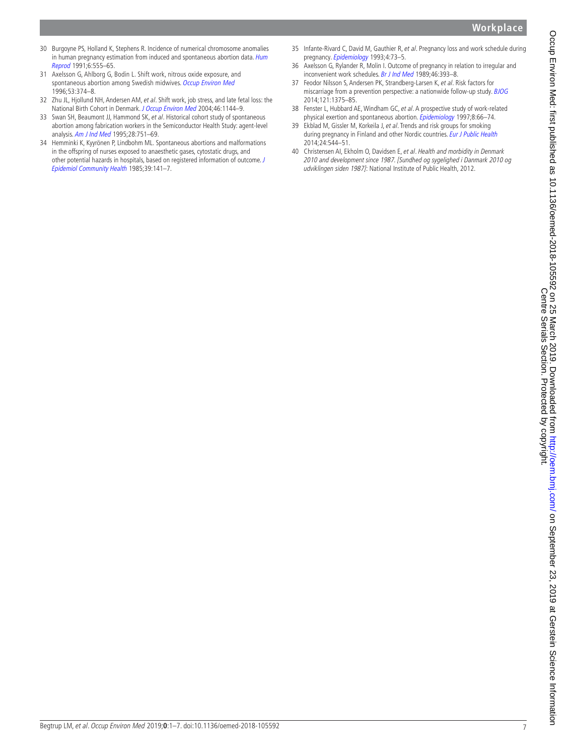30 Burgoyne PS, Holland K, Stephens R. Incidence of numerical chromosome anomalies in human pregnancy estimation from induced and spontaneous abortion data. *Hum Reprod* 1991;6:555–65.

31 Axelsson G, Ahlborg G, Bodin L. Shift work, nitrous oxide exposure, and spontaneous abortion among Swedish midwives. *Occup Environ Med* 1996;53:374–8.

32 Zhu JL, Hjollund NH, Andersen AM, *et al*. Shift work, job stress, and late fetal loss: the National Birth Cohort in Denmark. *J Occup Environ Med* 2004;46:1144–9.

33 Swan SH, Beaumont JJ, Hammond SK, *et al*. Historical cohort study of spontaneous abortion among fabrication workers in the Semiconductor Health Study: agent-level analysis. *Am J Ind Med* 1995;28:751–69.

34 Hemminki K, Kyyrönen P, Lindbohm ML. Spontaneous abortions and malformations in the offspring of nurses exposed to anaesthetic gases, cytostatic drugs, and other potential hazards in hospitals, based on registered information of outcome. *J Epidemiol Community Health* 1985;39:141–7.

35 Infante-Rivard C, David M, Gauthier R, *et al*. Pregnancy loss and work schedule during pregnancy. *Epidemiology* 1993;4:73–5.

36 Axelsson G, Rylander R, Molin I. Outcome of pregnancy in relation to irregular and inconvenient work schedules. *Br J Ind Med* 1989;46:393–8.

37 Feodor Nilsson S, Andersen PK, Strandberg-Larsen K, *et al*. Risk factors for miscarriage from a prevention perspective: a nationwide follow-up study. *BJOG* 2014;121:1375–85.

38 Fenster L, Hubbard AE, Windham GC, *et al*. A prospective study of work-related physical exertion and spontaneous abortion. *Epidemiology* 1997;8:66–74.

39 Ekblad M, Gissler M, Korkeila J, *et al*. Trends and risk groups for smoking during pregnancy in Finland and other Nordic countries. *Eur J Public Health* 2014;24:544–51.

40 Christensen AI, Ekholm O, Davidsen E, *et al*. *Health and morbidity in Denmark 2010 and development since 1987. [Sundhed og sygelighed i Danmark 2010 og udviklingen siden 1987]*: National Institute of Public Health, 2012.